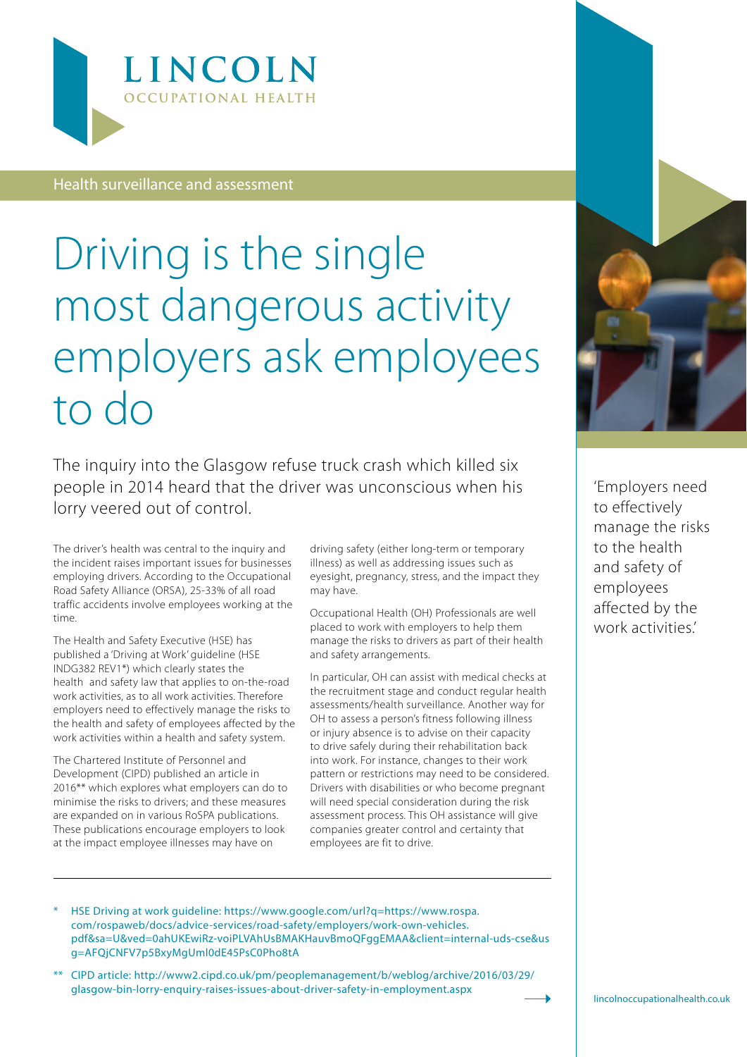LINCOLN
OCCUPATIONAL HEALTH

Health surveillance and assessment

# Driving is the single most dangerous activity employers ask employees to do

The inquiry into the Glasgow refuse truck crash which killed six people in 2014 heard that the driver was unconscious when his lorry veered out of control.

The driver's health was central to the inquiry and the incident raises important issues for businesses employing drivers. According to the Occupational Road Safety Alliance (ORSA), 25-33% of all road traffic accidents involve employees working at the time.

The Health and Safety Executive (HSE) has published a 'Driving at Work' guideline (HSE INDG382 REV1*) which clearly states the health and safety law that applies to on-the-road work activities, as to all work activities. Therefore employers need to effectively manage the risks to the health and safety of employees affected by the work activities within a health and safety system.

The Chartered Institute of Personnel and Development (CIPD) published an article in 2016** which explores what employers can do to minimise the risks to drivers; and these measures are expanded on in various RoSPA publications. These publications encourage employers to look at the impact employee illnesses may have on driving safety (either long-term or temporary illness) as well as addressing issues such as eyesight, pregnancy, stress, and the impact they may have.

Occupational Health (OH) Professionals are well placed to work with employers to help them manage the risks to drivers as part of their health and safety arrangements.

In particular, OH can assist with medical checks at the recruitment stage and conduct regular health assessments/health surveillance. Another way for OH to assess a person's fitness following illness or injury absence is to advise on their capacity to drive safely during their rehabilitation back into work. For instance, changes to their work pattern or restrictions may need to be considered. Drivers with disabilities or who become pregnant will need special consideration during the risk assessment process. This OH assistance will give companies greater control and certainty that employees are fit to drive.

> 'Employers need to effectively manage the risks to the health and safety of employees affected by the work activities.'

---

\* HSE Driving at work guideline: https://www.google.com/url?q=https://www.rospa.com/rospaweb/docs/advice-services/road-safety/employers/work-own-vehicles.pdf&sa=U&ved=0ahUKEwiRz-voiPLVAhUsBMAKHauvBmoQFggEMAA&client=internal-uds-cse&usg=AFQjCNFV7p5BxyMgUml0dE45PsC0Pho8tA

** CIPD article: http://www2.cipd.co.uk/pm/peoplemanagement/b/weblog/archive/2016/03/29/glasgow-bin-lorry-enquiry-raises-issues-about-driver-safety-in-employment.aspx

lincolnoccupationalhealth.co.uk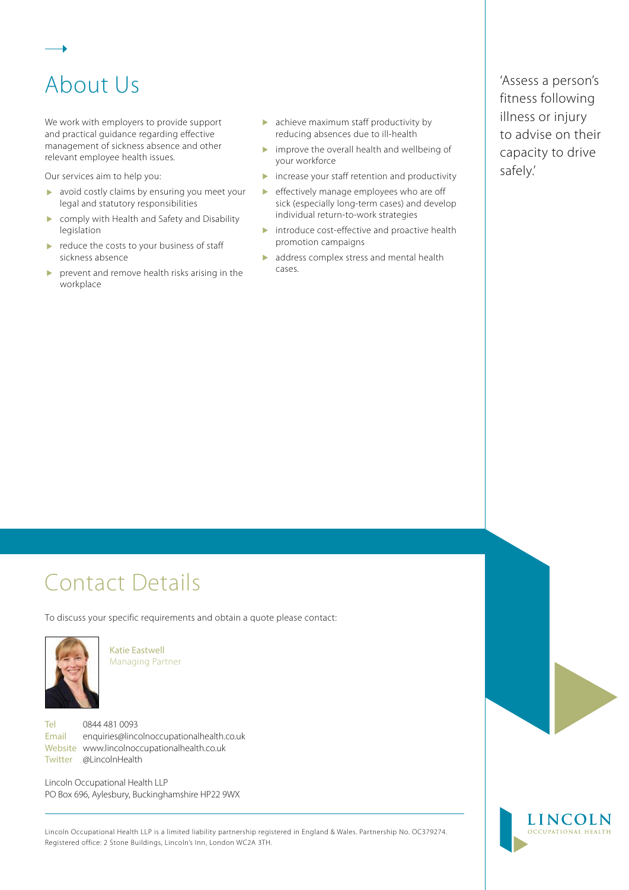# About Us

We work with employers to provide support and practical guidance regarding effective management of sickness absence and other relevant employee health issues.

Our services aim to help you:

- avoid costly claims by ensuring you meet your legal and statutory responsibilities
- comply with Health and Safety and Disability legislation
- reduce the costs to your business of staff sickness absence
- prevent and remove health risks arising in the workplace
- achieve maximum staff productivity by reducing absences due to ill-health
- improve the overall health and wellbeing of your workforce
- increase your staff retention and productivity
- effectively manage employees who are off sick (especially long-term cases) and develop individual return-to-work strategies
- introduce cost-effective and proactive health promotion campaigns
- address complex stress and mental health cases.

'Assess a person's fitness following illness or injury to advise on their capacity to drive safely.'

# Contact Details

To discuss your specific requirements and obtain a quote please contact:

Katie Eastwell
Managing Partner

Tel 0844 481 0093
Email enquiries@lincolnoccupationalhealth.co.uk
Website www.lincolnoccupationalhealth.co.uk
Twitter @LincolnHealth

Lincoln Occupational Health LLP
PO Box 696, Aylesbury, Buckinghamshire HP22 9WX

Lincoln Occupational Health LLP is a limited liability partnership registered in England & Wales. Partnership No. OC379274. Registered office: 2 Stone Buildings, Lincoln's Inn, London WC2A 3TH.

LINCOLN
OCCUPATIONAL HEALTH